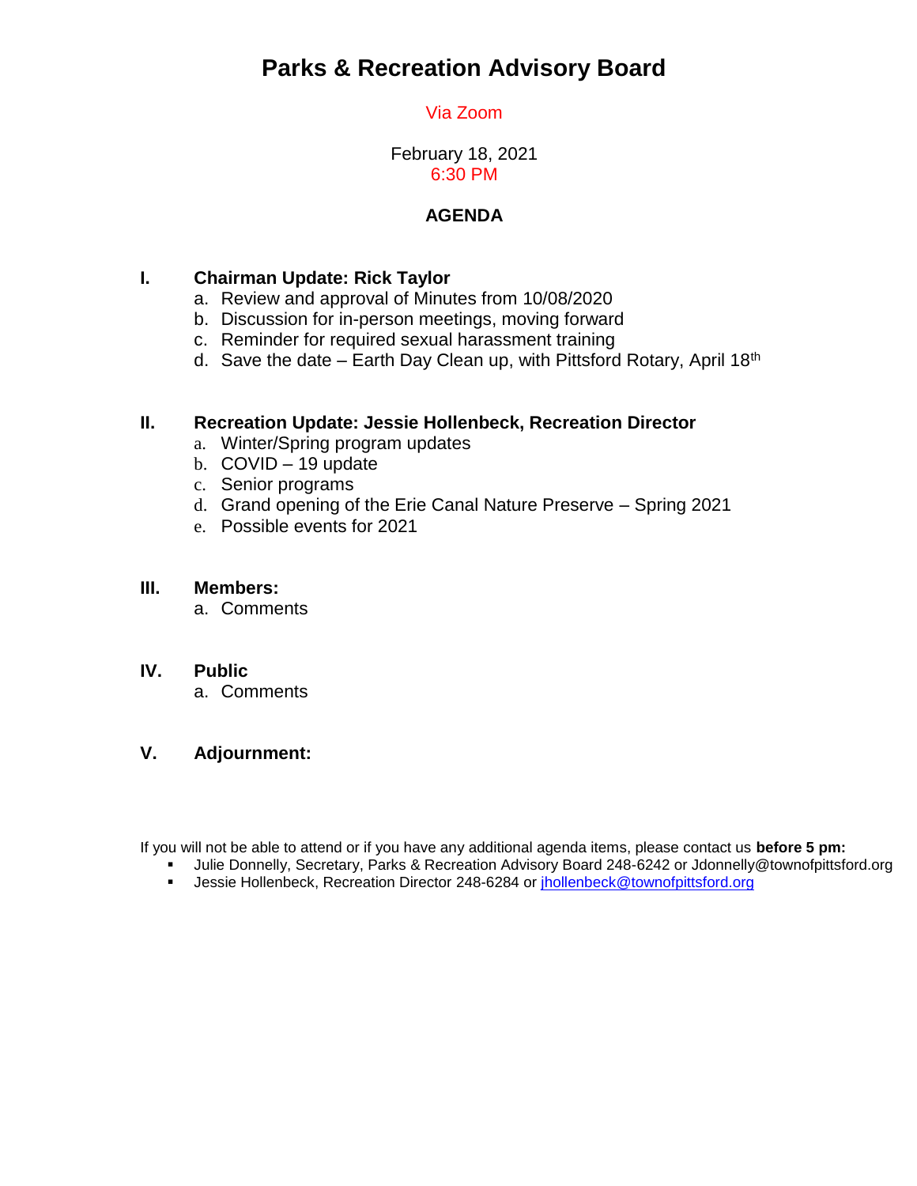# Parks & Recreation Advisory Board

Via Zoom

February 18, 2021
6:30 PM

**AGENDA**

**I. Chairman Update: Rick Taylor**

a. Review and approval of Minutes from 10/08/2020
b. Discussion for in-person meetings, moving forward
c. Reminder for required sexual harassment training
d. Save the date – Earth Day Clean up, with Pittsford Rotary, April 18th

**II. Recreation Update: Jessie Hollenbeck, Recreation Director**

a. Winter/Spring program updates
b. COVID – 19 update
c. Senior programs
d. Grand opening of the Erie Canal Nature Preserve – Spring 2021
e. Possible events for 2021

**III. Members:**

a. Comments

**IV. Public**

a. Comments

**V. Adjournment:**

If you will not be able to attend or if you have any additional agenda items, please contact us **before 5 pm:**

- Julie Donnelly, Secretary, Parks & Recreation Advisory Board 248-6242 or Jdonnelly@townofpittsford.org
- Jessie Hollenbeck, Recreation Director 248-6284 or jhollenbeck@townofpittsford.org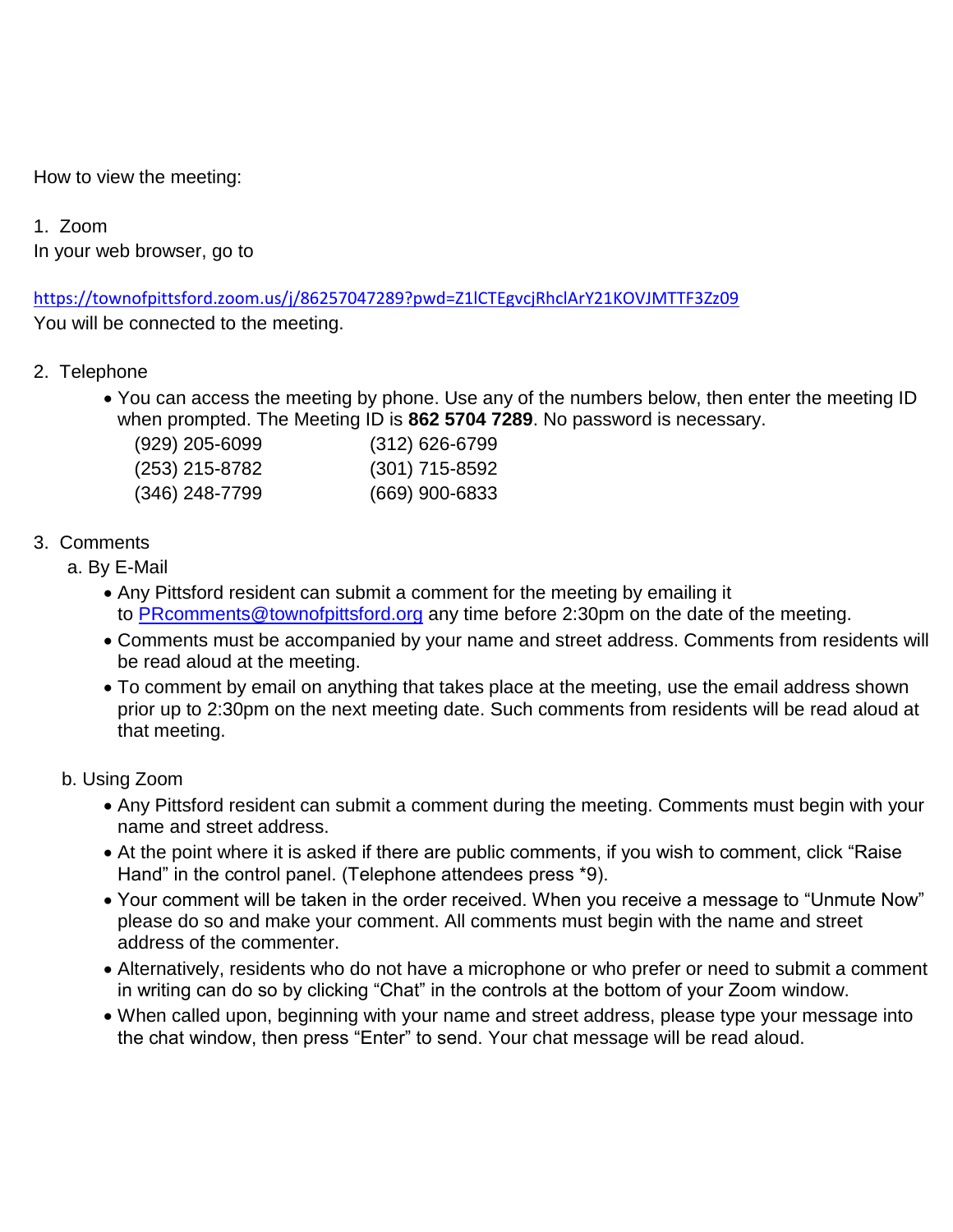How to view the meeting:

1. Zoom

In your web browser, go to

https://townofpittsford.zoom.us/j/86257047289?pwd=Z1lCTEgvcjRhclArY21KOVJMTTF3Zz09

You will be connected to the meeting.

2. Telephone
   - You can access the meeting by phone. Use any of the numbers below, then enter the meeting ID when prompted. The Meeting ID is **862 5704 7289**. No password is necessary.

| | |
|---|---|
| (929) 205-6099 | (312) 626-6799 |
| (253) 215-8782 | (301) 715-8592 |
| (346) 248-7799 | (669) 900-6833 |

3. Comments

   a. By E-Mail
   - Any Pittsford resident can submit a comment for the meeting by emailing it to PRcomments@townofpittsford.org any time before 2:30pm on the date of the meeting.
   - Comments must be accompanied by your name and street address. Comments from residents will be read aloud at the meeting.
   - To comment by email on anything that takes place at the meeting, use the email address shown prior up to 2:30pm on the next meeting date. Such comments from residents will be read aloud at that meeting.

   b. Using Zoom
   - Any Pittsford resident can submit a comment during the meeting. Comments must begin with your name and street address.
   - At the point where it is asked if there are public comments, if you wish to comment, click "Raise Hand" in the control panel. (Telephone attendees press *9).
   - Your comment will be taken in the order received. When you receive a message to "Unmute Now" please do so and make your comment. All comments must begin with the name and street address of the commenter.
   - Alternatively, residents who do not have a microphone or who prefer or need to submit a comment in writing can do so by clicking "Chat" in the controls at the bottom of your Zoom window.
   - When called upon, beginning with your name and street address, please type your message into the chat window, then press "Enter" to send. Your chat message will be read aloud.